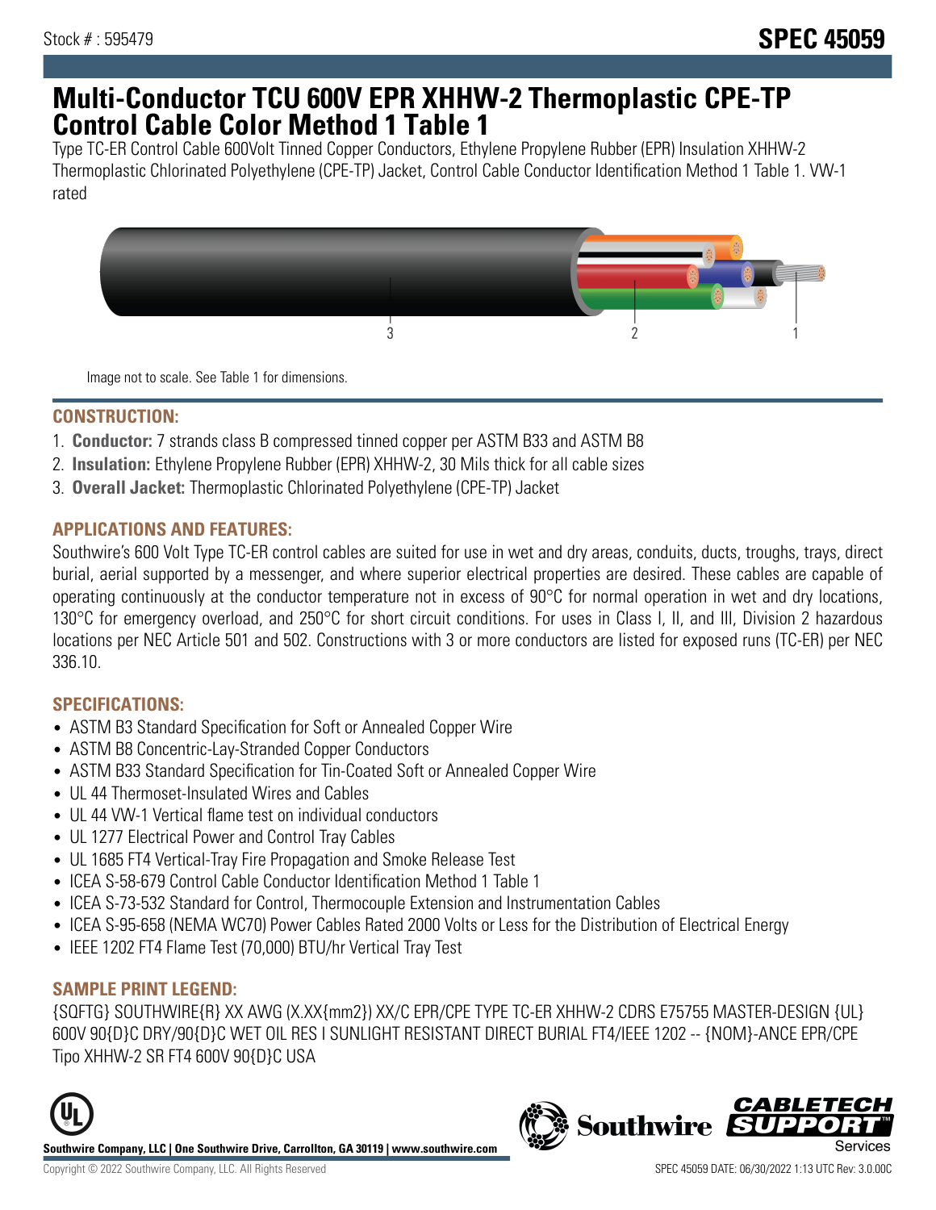Stock # : 595479

# SPEC 45059

# Multi-Conductor TCU 600V EPR XHHW-2 Thermoplastic CPE-TP Control Cable Color Method 1 Table 1

Type TC-ER Control Cable 600Volt Tinned Copper Conductors, Ethylene Propylene Rubber (EPR) Insulation XHHW-2 Thermoplastic Chlorinated Polyethylene (CPE-TP) Jacket, Control Cable Conductor Identification Method 1 Table 1. VW-1 rated

Image not to scale. See Table 1 for dimensions.

## CONSTRUCTION:

1. **Conductor:** 7 strands class B compressed tinned copper per ASTM B33 and ASTM B8
2. **Insulation:** Ethylene Propylene Rubber (EPR) XHHW-2, 30 Mils thick for all cable sizes
3. **Overall Jacket:** Thermoplastic Chlorinated Polyethylene (CPE-TP) Jacket

## APPLICATIONS AND FEATURES:

Southwire's 600 Volt Type TC-ER control cables are suited for use in wet and dry areas, conduits, ducts, troughs, trays, direct burial, aerial supported by a messenger, and where superior electrical properties are desired. These cables are capable of operating continuously at the conductor temperature not in excess of 90°C for normal operation in wet and dry locations, 130°C for emergency overload, and 250°C for short circuit conditions. For uses in Class I, II, and III, Division 2 hazardous locations per NEC Article 501 and 502. Constructions with 3 or more conductors are listed for exposed runs (TC-ER) per NEC 336.10.

## SPECIFICATIONS:

- ASTM B3 Standard Specification for Soft or Annealed Copper Wire
- ASTM B8 Concentric-Lay-Stranded Copper Conductors
- ASTM B33 Standard Specification for Tin-Coated Soft or Annealed Copper Wire
- UL 44 Thermoset-Insulated Wires and Cables
- UL 44 VW-1 Vertical flame test on individual conductors
- UL 1277 Electrical Power and Control Tray Cables
- UL 1685 FT4 Vertical-Tray Fire Propagation and Smoke Release Test
- ICEA S-58-679 Control Cable Conductor Identification Method 1 Table 1
- ICEA S-73-532 Standard for Control, Thermocouple Extension and Instrumentation Cables
- ICEA S-95-658 (NEMA WC70) Power Cables Rated 2000 Volts or Less for the Distribution of Electrical Energy
- IEEE 1202 FT4 Flame Test (70,000) BTU/hr Vertical Tray Test

## SAMPLE PRINT LEGEND:

{SQFTG} SOUTHWIRE{R} XX AWG (X.XX{mm2}) XX/C EPR/CPE TYPE TC-ER XHHW-2 CDRS E75755 MASTER-DESIGN {UL} 600V 90{D}C DRY/90{D}C WET OIL RES I SUNLIGHT RESISTANT DIRECT BURIAL FT4/IEEE 1202 -- {NOM}-ANCE EPR/CPE Tipo XHHW-2 SR FT4 600V 90{D}C USA

**Southwire Company, LLC | One Southwire Drive, Carrollton, GA 30119 | www.southwire.com**

Copyright © 2022 Southwire Company, LLC. All Rights Reserved

SPEC 45059 DATE: 06/30/2022 1:13 UTC Rev: 3.0.00C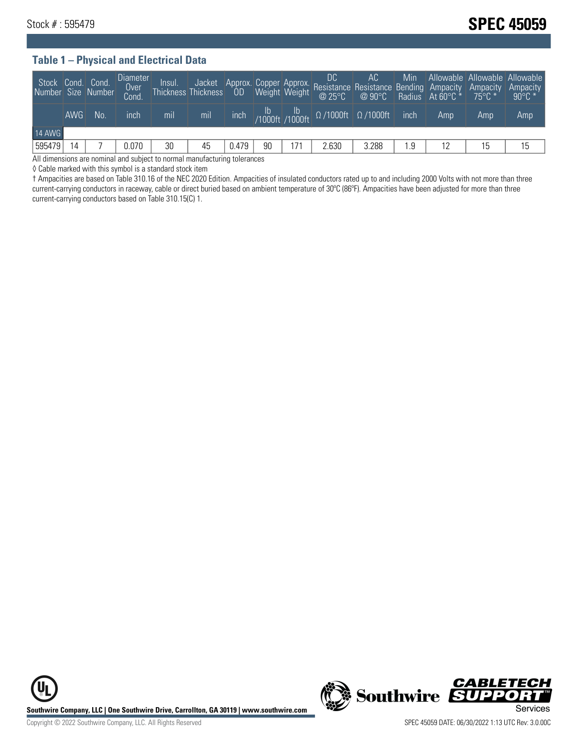### Table 1 – Physical and Electrical Data

| Stock Number | Cond. Size | Cond. Number | Diameter Over Cond. | Insul. Thickness | Jacket Thickness | Approx. OD | Copper Weight | Approx. Weight | DC Resistance @ 25°C | AC Resistance @ 90°C | Min Bending Radius | Allowable Ampacity At 60°C * | Allowable Ampacity 75°C * | Allowable Ampacity 90°C * |
|---|---|---|---|---|---|---|---|---|---|---|---|---|---|---|
| | AWG | No. | inch | mil | mil | inch | lb /1000ft | lb /1000ft | Ω /1000ft | Ω /1000ft | inch | Amp | Amp | Amp |
| 14 AWG | | | | | | | | | | | | | | |
| 595479 | 14 | 7 | 0.070 | 30 | 45 | 0.479 | 90 | 171 | 2.630 | 3.288 | 1.9 | 12 | 15 | 15 |

All dimensions are nominal and subject to normal manufacturing tolerances

◊ Cable marked with this symbol is a standard stock item

† Ampacities are based on Table 310.16 of the NEC 2020 Edition. Ampacities of insulated conductors rated up to and including 2000 Volts with not more than three current-carrying conductors in raceway, cable or direct buried based on ambient temperature of 30ºC (86ºF). Ampacities have been adjusted for more than three current-carrying conductors based on Table 310.15(C) 1.